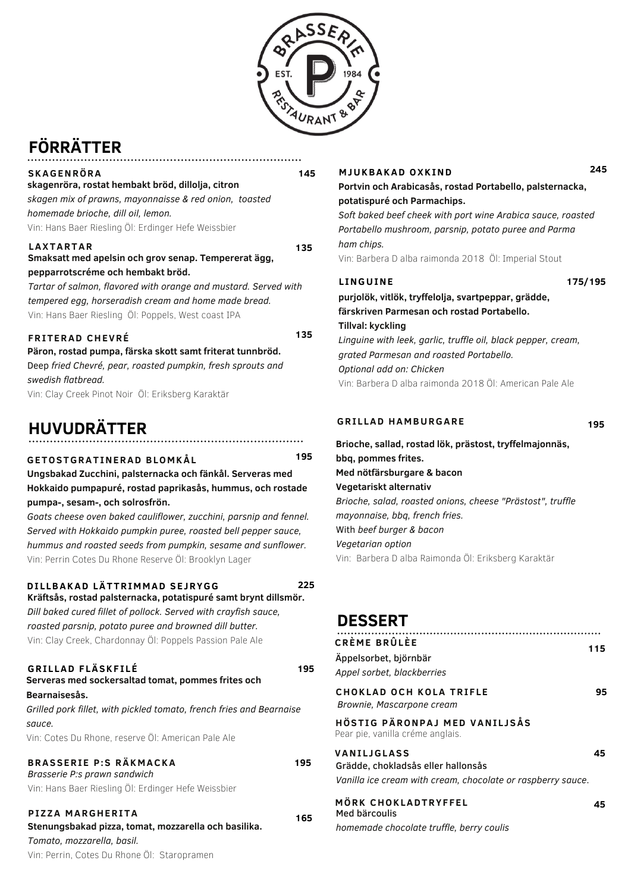# FÖRRÄTTER

### SKAGENRÖRA — 145

**skagenröra, rostat hembakt bröd, dillolja, citron**

*skagen mix of prawns, mayonnaisse & red onion, toasted homemade brioche, dill oil, lemon.*

Vin: Hans Baer Riesling Öl: Erdinger Hefe Weissbier

### LAXTARTAR — 135

**Smaksatt med apelsin och grov senap. Tempererat ägg, pepparrotscréme och hembakt bröd.**

*Tartar of salmon, flavored with orange and mustard. Served with tempered egg, horseradish cream and home made bread.*

Vin: Hans Baer Riesling Öl: Poppels, West coast IPA

### FRITERAD CHEVRÉ — 135

**Päron, rostad pumpa, färska skott samt friterat tunnbröd.**

Deep *fried Chevré, pear, roasted pumpkin, fresh sprouts and swedish flatbread.*

Vin: Clay Creek Pinot Noir Öl: Eriksberg Karaktär

# HUVUDRÄTTER

### GETOSTGRATINERAD BLOMKÅL — 195

**Ungsbakad Zucchini, palsternacka och fänkål. Serveras med Hokkaido pumpapuré, rostad paprikasås, hummus, och rostade pumpa-, sesam-, och solrosfrön.**

*Goats cheese oven baked cauliflower, zucchini, parsnip and fennel. Served with Hokkaido pumpkin puree, roasted bell pepper sauce, hummus and roasted seeds from pumpkin, sesame and sunflower.*

Vin: Perrin Cotes Du Rhone Reserve Öl: Brooklyn Lager

### DILLBAKAD LÄTTRIMMAD SEJRYGG — 225

**Kräftsås, rostad palsternacka, potatispuré samt brynt dillsmör.**

*Dill baked cured fillet of pollock. Served with crayfish sauce, roasted parsnip, potato puree and browned dill butter.*

Vin: Clay Creek, Chardonnay Öl: Poppels Passion Pale Ale

### GRILLAD FLÄSKFILÉ — 195

**Serveras med sockersaltad tomat, pommes frites och Bearnaisesås.**

*Grilled pork fillet, with pickled tomato, french fries and Bearnaise sauce.*

Vin: Cotes Du Rhone, reserve Öl: American Pale Ale

### BRASSERIE P:S RÄKMACKA — 195

*Brasserie P:s prawn sandwich*

Vin: Hans Baer Riesling Öl: Erdinger Hefe Weissbier

### PIZZA MARGHERITA — 165

**Stenungsbakad pizza, tomat, mozzarella och basilika.**

*Tomato, mozzarella, basil.*

Vin: Perrin, Cotes Du Rhone Öl: Staropramen

### MJUKBAKAD OXKIND — 245

**Portvin och Arabicasås, rostad Portabello, palsternacka, potatispuré och Parmachips.**

*Soft baked beef cheek with port wine Arabica sauce, roasted Portabello mushroom, parsnip, potato puree and Parma ham chips.*

Vin: Barbera D alba raimonda 2018 Öl: Imperial Stout

### LINGUINE — 175/195

**purjolök, vitlök, tryffelolja, svartpeppar, grädde, färskriven Parmesan och rostad Portabello.**
**Tillval: kyckling**

*Linguine with leek, garlic, truffle oil, black pepper, cream, grated Parmesan and roasted Portabello.*
*Optional add on: Chicken*

Vin: Barbera D alba raimonda 2018 Öl: American Pale Ale

### GRILLAD HAMBURGARE — 195

**Brioche, sallad, rostad lök, prästost, tryffelmajonnäs, bbq, pommes frites.**
**Med nötfärsburgare & bacon**
**Vegetariskt alternativ**

*Brioche, salad, roasted onions, cheese "Prästost", truffle mayonnaise, bbq, french fries.*
With *beef burger & bacon*
*Vegetarian option*

Vin: Barbera D alba Raimonda Öl: Eriksberg Karaktär

# DESSERT

### CRÈME BRÛLÈE — 115

Äppelsorbet, björnbär

*Appel sorbet, blackberries*

### CHOKLAD OCH KOLA TRIFLE — 95

*Brownie, Mascarpone cream*

### HÖSTIG PÄRONPAJ MED VANILJSÅS

Pear pie, vanilla créme anglais.

### VANILJGLASS — 45

Grädde, chokladsås eller hallonsås

*Vanilla ice cream with cream, chocolate or raspberry sauce.*

### MÖRK CHOKLADTRYFFEL — 45

Med bärcoulis

*homemade chocolate truffle, berry coulis*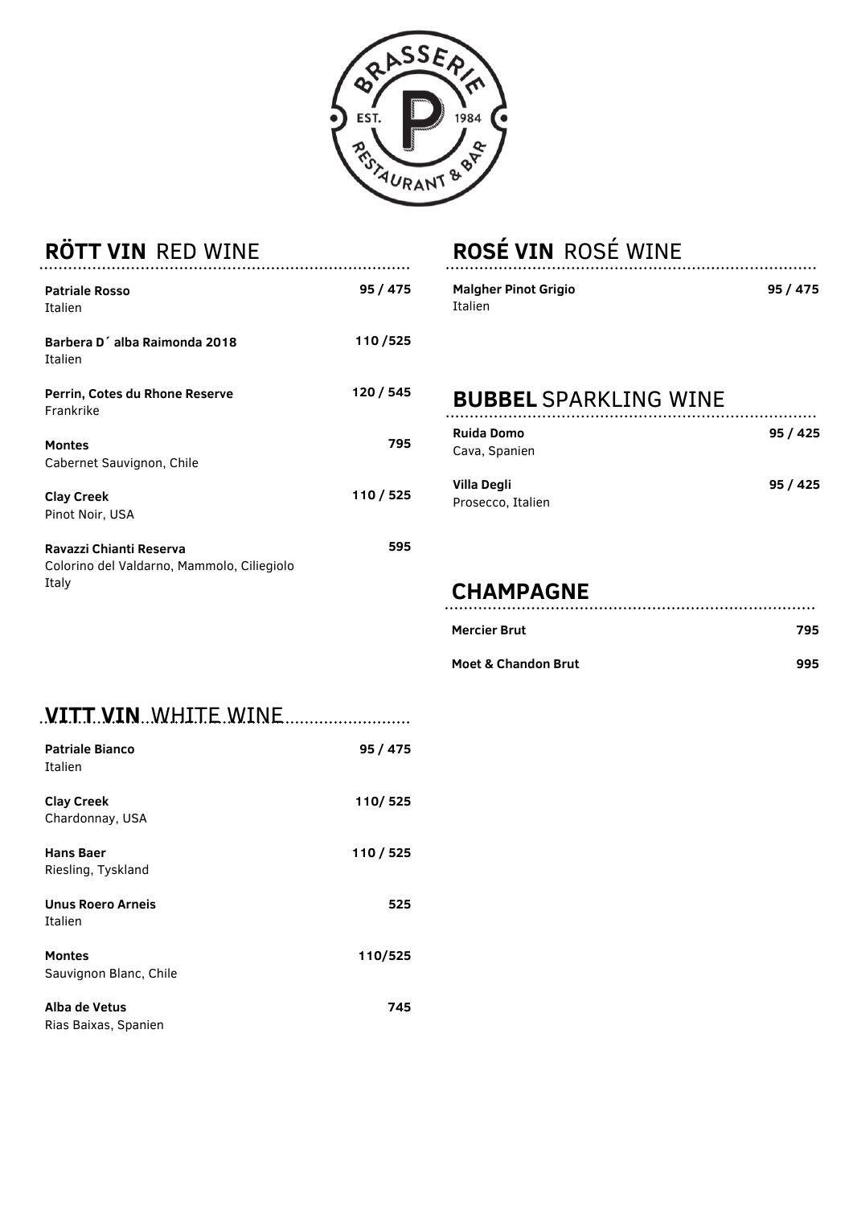BRASSERIE P
EST. 1984
RESTAURANT & BAR

## RÖTT VIN RED WINE

**Patriale Rosso** — **95 / 475**
Italien

**Barbera D´ alba Raimonda 2018** — **110 /525**
Italien

**Perrin, Cotes du Rhone Reserve** — **120 / 545**
Frankrike

**Montes** — **795**
Cabernet Sauvignon, Chile

**Clay Creek** — **110 / 525**
Pinot Noir, USA

**Ravazzi Chianti Reserva** — **595**
Colorino del Valdarno, Mammolo, Ciliegiolo
Italy

## VITT VIN WHITE WINE

**Patriale Bianco** — **95 / 475**
Italien

**Clay Creek** — **110/ 525**
Chardonnay, USA

**Hans Baer** — **110 / 525**
Riesling, Tyskland

**Unus Roero Arneis** — **525**
Italien

**Montes** — **110/525**
Sauvignon Blanc, Chile

**Alba de Vetus** — **745**
Rias Baixas, Spanien

## ROSÉ VIN ROSÉ WINE

**Malgher Pinot Grigio** — **95 / 475**
Italien

## BUBBEL SPARKLING WINE

**Ruida Domo** — **95 / 425**
Cava, Spanien

**Villa Degli** — **95 / 425**
Prosecco, Italien

## CHAMPAGNE

**Mercier Brut** — **795**

**Moet & Chandon Brut** — **995**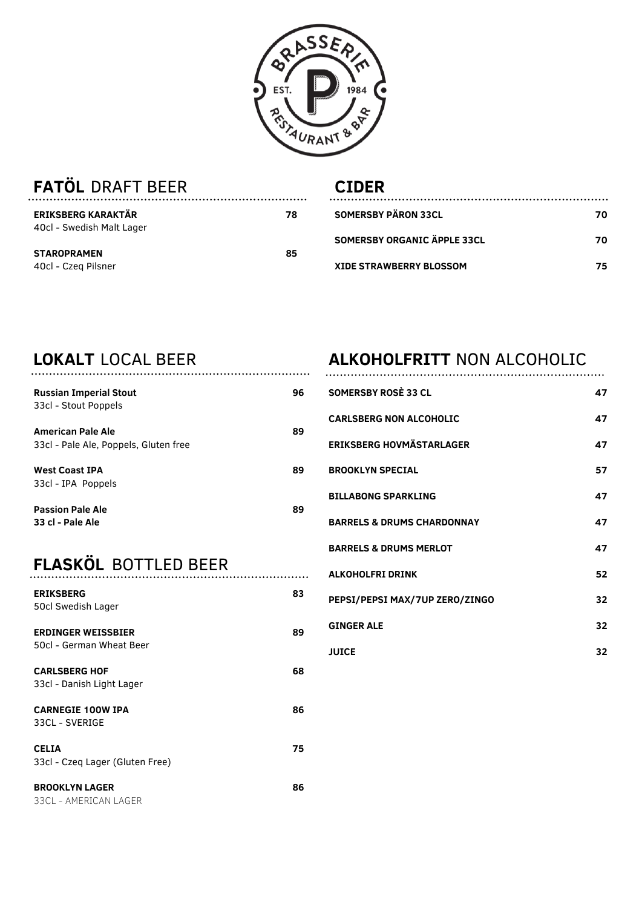## **FATÖL** DRAFT BEER

**ERIKSBERG KARAKTÄR** — 78
40cl - Swedish Malt Lager

**STAROPRAMEN** — 85
40cl - Czeq Pilsner

## **CIDER**

**SOMERSBY PÄRON 33CL** — 70

**SOMERSBY ORGANIC ÄPPLE 33CL** — 70

**XIDE STRAWBERRY BLOSSOM** — 75

## **LOKALT** LOCAL BEER

**Russian Imperial Stout** — 96
33cl - Stout Poppels

**American Pale Ale** — 89
33cl - Pale Ale, Poppels, Gluten free

**West Coast IPA** — 89
33cl - IPA Poppels

**Passion Pale Ale** — 89
**33 cl - Pale Ale**

## **FLASKÖL** BOTTLED BEER

**ERIKSBERG** — 83
50cl Swedish Lager

**ERDINGER WEISSBIER** — 89
50cl - German Wheat Beer

**CARLSBERG HOF** — 68
33cl - Danish Light Lager

**CARNEGIE 100W IPA** — 86
33CL - SVERIGE

**CELIA** — 75
33cl - Czeq Lager (Gluten Free)

**BROOKLYN LAGER** — 86
33CL - AMERICAN LAGER

## **ALKOHOLFRITT** NON ALCOHOLIC

**SOMERSBY ROSÈ 33 CL** — 47

**CARLSBERG NON ALCOHOLIC** — 47

**ERIKSBERG HOVMÄSTARLAGER** — 47

**BROOKLYN SPECIAL** — 57

**BILLABONG SPARKLING** — 47

**BARRELS & DRUMS CHARDONNAY** — 47

**BARRELS & DRUMS MERLOT** — 47

**ALKOHOLFRI DRINK** — 52

**PEPSI/PEPSI MAX/7UP ZERO/ZINGO** — 32

**GINGER ALE** — 32

**JUICE** — 32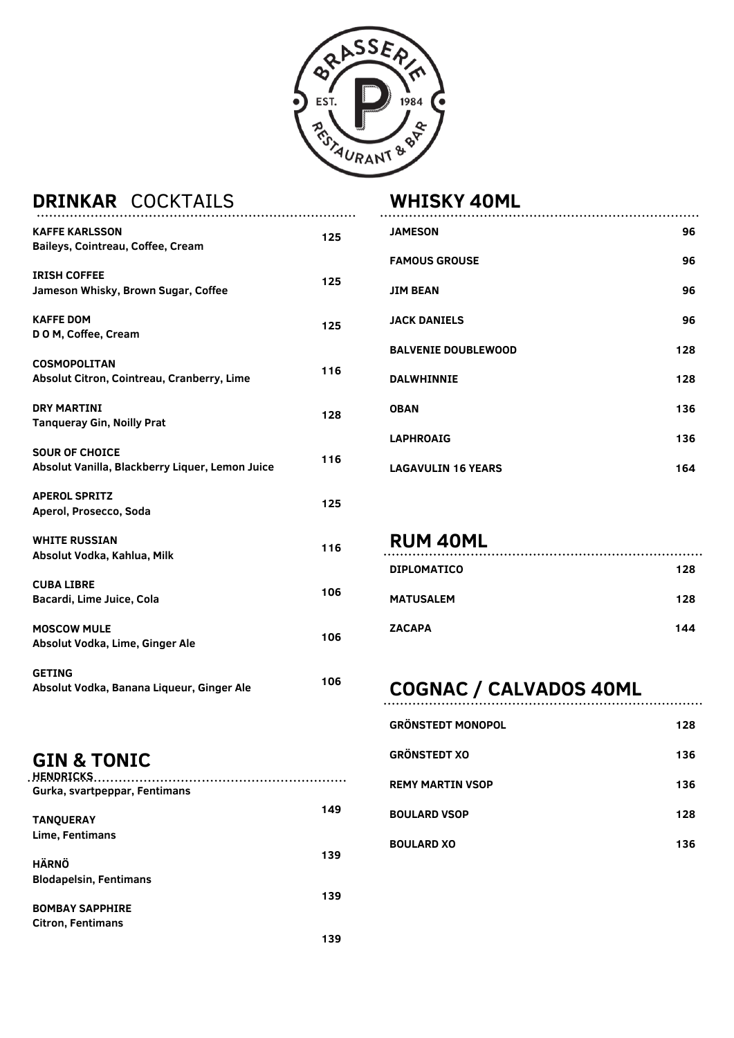## DRINKAR COCKTAILS

| | |
|---|---|
| **KAFFE KARLSSON**<br>Baileys, Cointreau, Coffee, Cream | 125 |
| **IRISH COFFEE**<br>Jameson Whisky, Brown Sugar, Coffee | 125 |
| **KAFFE DOM**<br>D O M, Coffee, Cream | 125 |
| **COSMOPOLITAN**<br>Absolut Citron, Cointreau, Cranberry, Lime | 116 |
| **DRY MARTINI**<br>Tanqueray Gin, Noilly Prat | 128 |
| **SOUR OF CHOICE**<br>Absolut Vanilla, Blackberry Liquer, Lemon Juice | 116 |
| **APEROL SPRITZ**<br>Aperol, Prosecco, Soda | 125 |
| **WHITE RUSSIAN**<br>Absolut Vodka, Kahlua, Milk | 116 |
| **CUBA LIBRE**<br>Bacardi, Lime Juice, Cola | 106 |
| **MOSCOW MULE**<br>Absolut Vodka, Lime, Ginger Ale | 106 |
| **GETING**<br>Absolut Vodka, Banana Liqueur, Ginger Ale | 106 |

## GIN & TONIC

| | |
|---|---|
| **HENDRICKS**<br>Gurka, svartpeppar, Fentimans | 149 |
| **TANQUERAY**<br>Lime, Fentimans | 139 |
| **HÄRNÖ**<br>Blodapelsin, Fentimans | 139 |
| **BOMBAY SAPPHIRE**<br>Citron, Fentimans | 139 |

## WHISKY 40ML

| | |
|---|---|
| **JAMESON** | 96 |
| **FAMOUS GROUSE** | 96 |
| **JIM BEAN** | 96 |
| **JACK DANIELS** | 96 |
| **BALVENIE DOUBLEWOOD** | 128 |
| **DALWHINNIE** | 128 |
| **OBAN** | 136 |
| **LAPHROAIG** | 136 |
| **LAGAVULIN 16 YEARS** | 164 |

## RUM 40ML

| | |
|---|---|
| **DIPLOMATICO** | 128 |
| **MATUSALEM** | 128 |
| **ZACAPA** | 144 |

## COGNAC / CALVADOS 40ML

| | |
|---|---|
| **GRÖNSTEDT MONOPOL** | 128 |
| **GRÖNSTEDT XO** | 136 |
| **REMY MARTIN VSOP** | 136 |
| **BOULARD VSOP** | 128 |
| **BOULARD XO** | 136 |